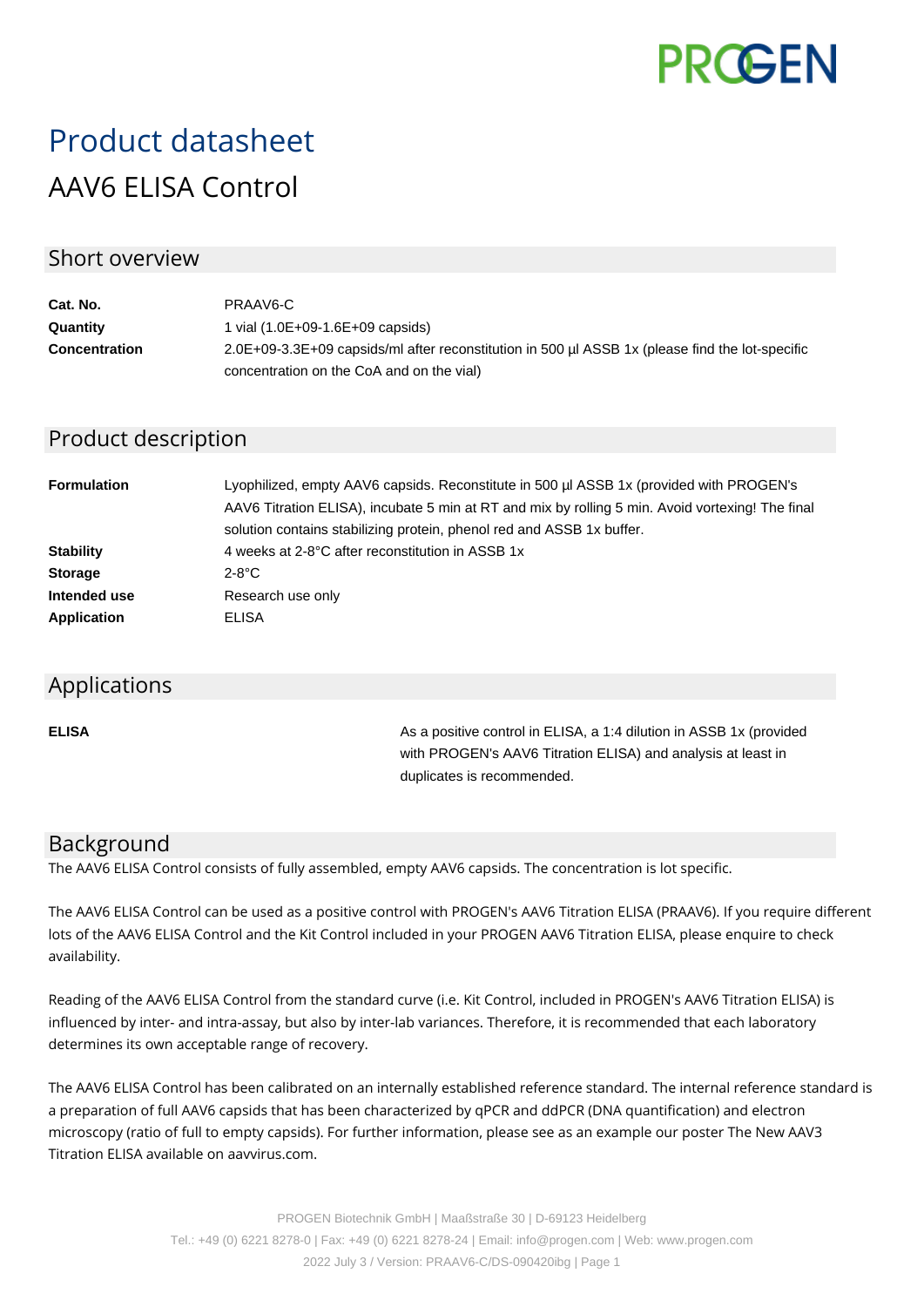# Product datasheet

## AAV6 ELISA Control

## Short overview

| | |
|---|---|
| **Cat. No.** | PRAAV6-C |
| **Quantity** | 1 vial (1.0E+09-1.6E+09 capsids) |
| **Concentration** | 2.0E+09-3.3E+09 capsids/ml after reconstitution in 500 µl ASSB 1x (please find the lot-specific concentration on the CoA and on the vial) |

## Product description

| | |
|---|---|
| **Formulation** | Lyophilized, empty AAV6 capsids. Reconstitute in 500 µl ASSB 1x (provided with PROGEN's AAV6 Titration ELISA), incubate 5 min at RT and mix by rolling 5 min. Avoid vortexing! The final solution contains stabilizing protein, phenol red and ASSB 1x buffer. |
| **Stability** | 4 weeks at 2-8°C after reconstitution in ASSB 1x |
| **Storage** | 2-8°C |
| **Intended use** | Research use only |
| **Application** | ELISA |

## Applications

| | |
|---|---|
| **ELISA** | As a positive control in ELISA, a 1:4 dilution in ASSB 1x (provided with PROGEN's AAV6 Titration ELISA) and analysis at least in duplicates is recommended. |

## Background

The AAV6 ELISA Control consists of fully assembled, empty AAV6 capsids. The concentration is lot specific.

The AAV6 ELISA Control can be used as a positive control with PROGEN's AAV6 Titration ELISA (PRAAV6). If you require different lots of the AAV6 ELISA Control and the Kit Control included in your PROGEN AAV6 Titration ELISA, please enquire to check availability.

Reading of the AAV6 ELISA Control from the standard curve (i.e. Kit Control, included in PROGEN's AAV6 Titration ELISA) is influenced by inter- and intra-assay, but also by inter-lab variances. Therefore, it is recommended that each laboratory determines its own acceptable range of recovery.

The AAV6 ELISA Control has been calibrated on an internally established reference standard. The internal reference standard is a preparation of full AAV6 capsids that has been characterized by qPCR and ddPCR (DNA quantification) and electron microscopy (ratio of full to empty capsids). For further information, please see as an example our poster The New AAV3 Titration ELISA available on aavvirus.com.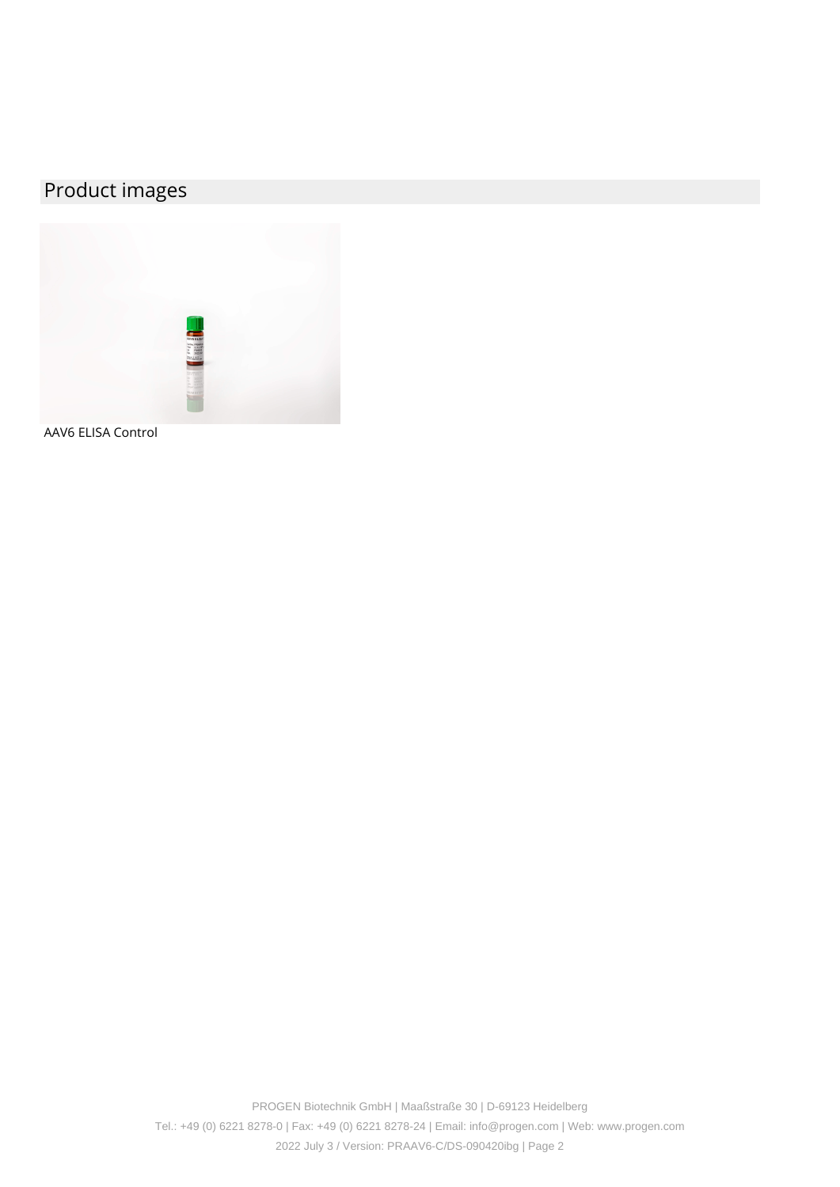## Product images

AAV6 ELISA Control